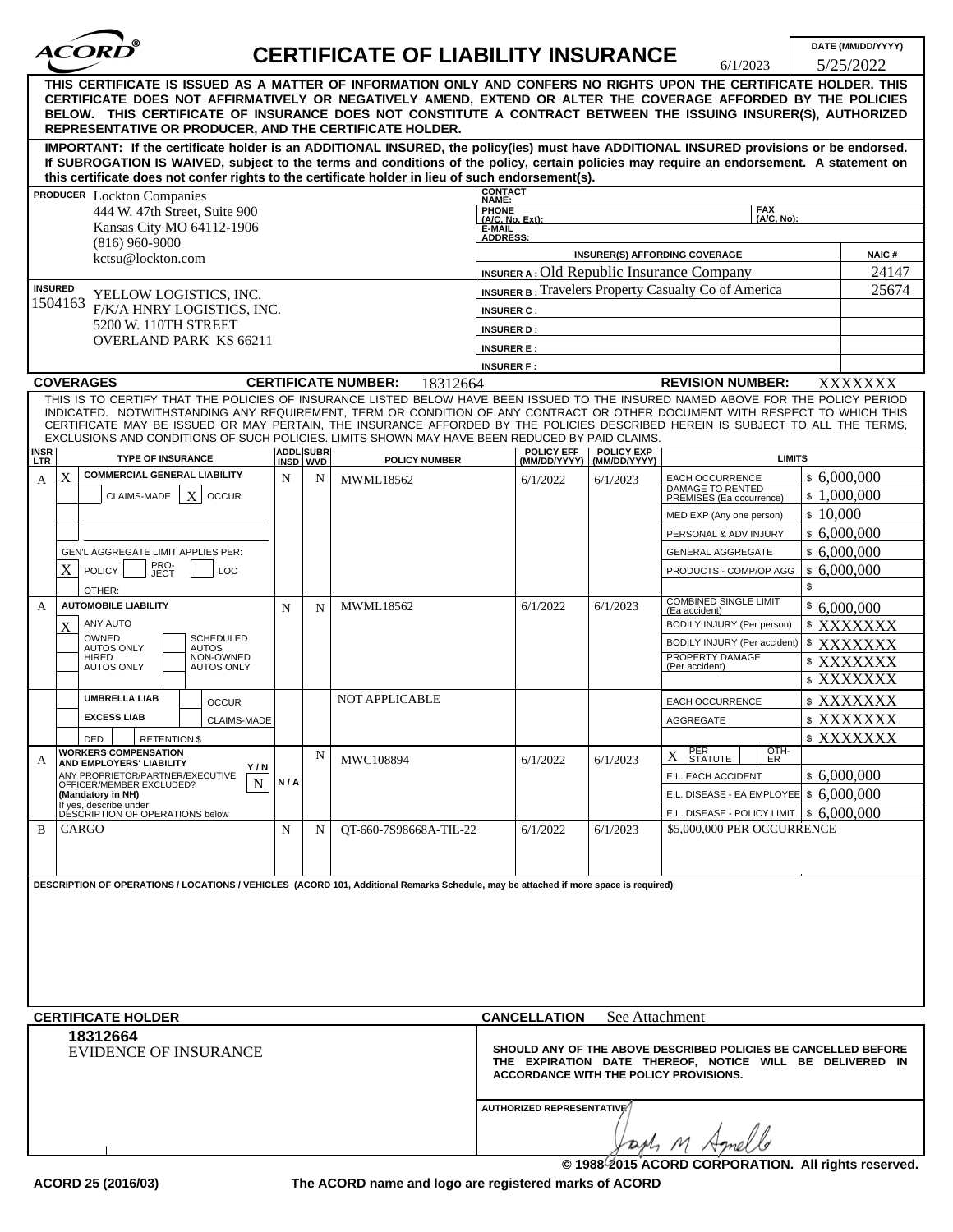# ACORD® CERTIFICATE OF LIABILITY INSURANCE

DATE (MM/DD/YYYY): 6/1/2023 5/25/2022

**THIS CERTIFICATE IS ISSUED AS A MATTER OF INFORMATION ONLY AND CONFERS NO RIGHTS UPON THE CERTIFICATE HOLDER. THIS CERTIFICATE DOES NOT AFFIRMATIVELY OR NEGATIVELY AMEND, EXTEND OR ALTER THE COVERAGE AFFORDED BY THE POLICIES BELOW. THIS CERTIFICATE OF INSURANCE DOES NOT CONSTITUTE A CONTRACT BETWEEN THE ISSUING INSURER(S), AUTHORIZED REPRESENTATIVE OR PRODUCER, AND THE CERTIFICATE HOLDER.**

**IMPORTANT: If the certificate holder is an ADDITIONAL INSURED, the policy(ies) must have ADDITIONAL INSURED provisions or be endorsed. If SUBROGATION IS WAIVED, subject to the terms and conditions of the policy, certain policies may require an endorsement. A statement on this certificate does not confer rights to the certificate holder in lieu of such endorsement(s).**

**PRODUCER**
Lockton Companies
444 W. 47th Street, Suite 900
Kansas City MO 64112-1906
(816) 960-9000
kctsu@lockton.com

CONTACT NAME:
PHONE (A/C, No, Ext):
FAX (A/C, No):
E-MAIL ADDRESS:

| INSURER(S) AFFORDING COVERAGE | NAIC # |
|---|---|
| INSURER A : Old Republic Insurance Company | 24147 |
| INSURER B : Travelers Property Casualty Co of America | 25674 |
| INSURER C : | |
| INSURER D : | |
| INSURER E : | |
| INSURER F : | |

**INSURED**
1504163 YELLOW LOGISTICS, INC.
F/K/A HNRY LOGISTICS, INC.
5200 W. 110TH STREET
OVERLAND PARK KS 66211

**COVERAGES** **CERTIFICATE NUMBER:** 18312664 **REVISION NUMBER:** XXXXXXX

THIS IS TO CERTIFY THAT THE POLICIES OF INSURANCE LISTED BELOW HAVE BEEN ISSUED TO THE INSURED NAMED ABOVE FOR THE POLICY PERIOD INDICATED. NOTWITHSTANDING ANY REQUIREMENT, TERM OR CONDITION OF ANY CONTRACT OR OTHER DOCUMENT WITH RESPECT TO WHICH THIS CERTIFICATE MAY BE ISSUED OR MAY PERTAIN, THE INSURANCE AFFORDED BY THE POLICIES DESCRIBED HEREIN IS SUBJECT TO ALL THE TERMS, EXCLUSIONS AND CONDITIONS OF SUCH POLICIES. LIMITS SHOWN MAY HAVE BEEN REDUCED BY PAID CLAIMS.

| INSR LTR | TYPE OF INSURANCE | ADDL INSD | SUBR WVD | POLICY NUMBER | POLICY EFF (MM/DD/YYYY) | POLICY EXP (MM/DD/YYYY) | LIMITS | |
|---|---|---|---|---|---|---|---|---|
| A | X COMMERCIAL GENERAL LIABILITY | N | N | MWML18562 | 6/1/2022 | 6/1/2023 | EACH OCCURRENCE | $ 6,000,000 |
| | CLAIMS-MADE [X] OCCUR | | | | | | DAMAGE TO RENTED PREMISES (Ea occurrence) | $ 1,000,000 |
| | | | | | | | MED EXP (Any one person) | $ 10,000 |
| | | | | | | | PERSONAL & ADV INJURY | $ 6,000,000 |
| | GEN'L AGGREGATE LIMIT APPLIES PER: | | | | | | GENERAL AGGREGATE | $ 6,000,000 |
| | [X] POLICY [ ] PRO-JECT [ ] LOC | | | | | | PRODUCTS - COMP/OP AGG | $ 6,000,000 |
| | OTHER: | | | | | | | $ |
| A | AUTOMOBILE LIABILITY | N | N | MWML18562 | 6/1/2022 | 6/1/2023 | COMBINED SINGLE LIMIT (Ea accident) | $ 6,000,000 |
| | [X] ANY AUTO | | | | | | BODILY INJURY (Per person) | $ XXXXXXX |
| | OWNED AUTOS ONLY / SCHEDULED AUTOS | | | | | | BODILY INJURY (Per accident) | $ XXXXXXX |
| | HIRED AUTOS ONLY / NON-OWNED AUTOS ONLY | | | | | | PROPERTY DAMAGE (Per accident) | $ XXXXXXX |
| | | | | | | | | $ XXXXXXX |
| | UMBRELLA LIAB / OCCUR | | | NOT APPLICABLE | | | EACH OCCURRENCE | $ XXXXXXX |
| | EXCESS LIAB / CLAIMS-MADE | | | | | | AGGREGATE | $ XXXXXXX |
| | DED / RETENTION $ | | | | | | | $ XXXXXXX |
| A | WORKERS COMPENSATION AND EMPLOYERS' LIABILITY Y/N; ANY PROPRIETOR/PARTNER/EXECUTIVE OFFICER/MEMBER EXCLUDED? (Mandatory in NH) N; If yes, describe under DESCRIPTION OF OPERATIONS below | N/A | N | MWC108894 | 6/1/2022 | 6/1/2023 | [X] PER STATUTE [ ] OTH-ER | |
| | | | | | | | E.L. EACH ACCIDENT | $ 6,000,000 |
| | | | | | | | E.L. DISEASE - EA EMPLOYEE | $ 6,000,000 |
| | | | | | | | E.L. DISEASE - POLICY LIMIT | $ 6,000,000 |
| B | CARGO | N | N | QT-660-7S98668A-TIL-22 | 6/1/2022 | 6/1/2023 | $5,000,000 PER OCCURRENCE | |

**DESCRIPTION OF OPERATIONS / LOCATIONS / VEHICLES (ACORD 101, Additional Remarks Schedule, may be attached if more space is required)**

**CERTIFICATE HOLDER**

18312664
EVIDENCE OF INSURANCE

**CANCELLATION** See Attachment

**SHOULD ANY OF THE ABOVE DESCRIBED POLICIES BE CANCELLED BEFORE THE EXPIRATION DATE THEREOF, NOTICE WILL BE DELIVERED IN ACCORDANCE WITH THE POLICY PROVISIONS.**

AUTHORIZED REPRESENTATIVE

© 1988-2015 ACORD CORPORATION. All rights reserved.

ACORD 25 (2016/03) The ACORD name and logo are registered marks of ACORD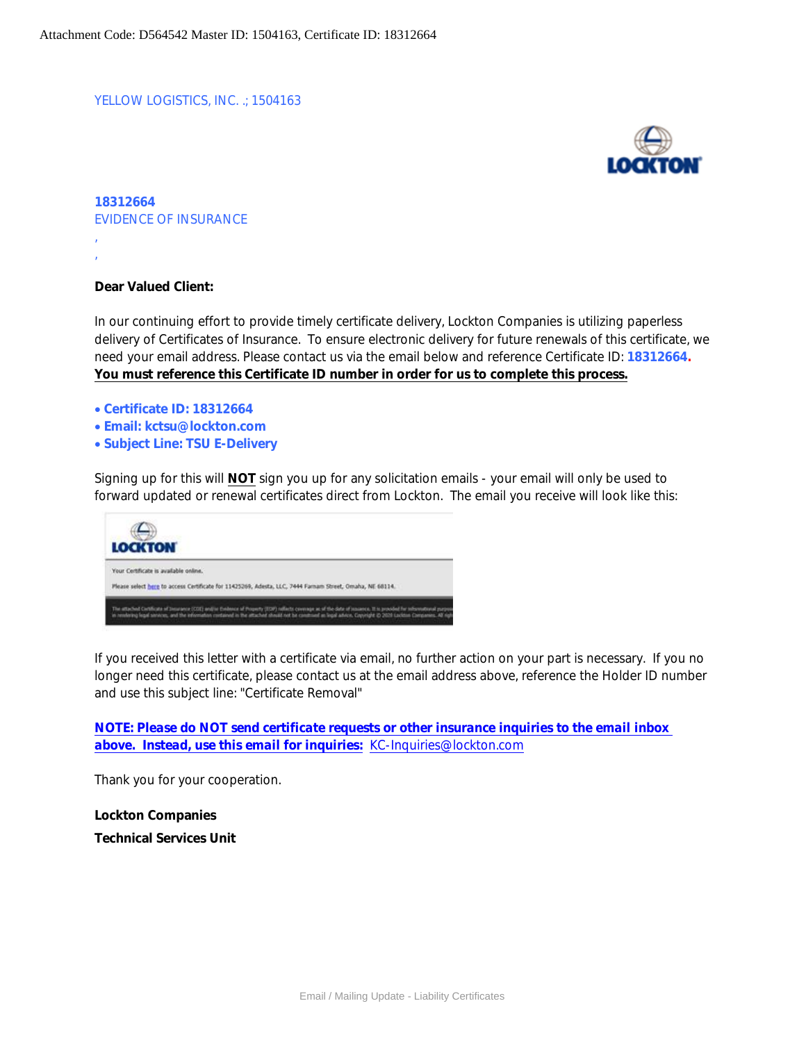Attachment Code: D564542 Master ID: 1504163, Certificate ID: 18312664

YELLOW LOGISTICS, INC. .; 1504163

**18312664**
EVIDENCE OF INSURANCE
,
,

**Dear Valued Client:**

In our continuing effort to provide timely certificate delivery, Lockton Companies is utilizing paperless delivery of Certificates of Insurance. To ensure electronic delivery for future renewals of this certificate, we need your email address. Please contact us via the email below and reference Certificate ID: **18312664.** **You must reference this Certificate ID number in order for us to complete this process.**

- **Certificate ID: 18312664**
- **Email: kctsu@lockton.com**
- **Subject Line: TSU E-Delivery**

Signing up for this will **NOT** sign you up for any solicitation emails - your email will only be used to forward updated or renewal certificates direct from Lockton. The email you receive will look like this:

LOCKTON

Your Certificate is available online.

Please select here to access Certificate for 11425269, Adesta, LLC, 7444 Farnam Street, Omaha, NE 68114.

If you received this letter with a certificate via email, no further action on your part is necessary. If you no longer need this certificate, please contact us at the email address above, reference the Holder ID number and use this subject line: "Certificate Removal"

**NOTE: Please do NOT send certificate requests or other insurance inquiries to the email inbox above. Instead, use this email for inquiries:** KC-Inquiries@lockton.com

Thank you for your cooperation.

**Lockton Companies**
**Technical Services Unit**

Email / Mailing Update - Liability Certificates